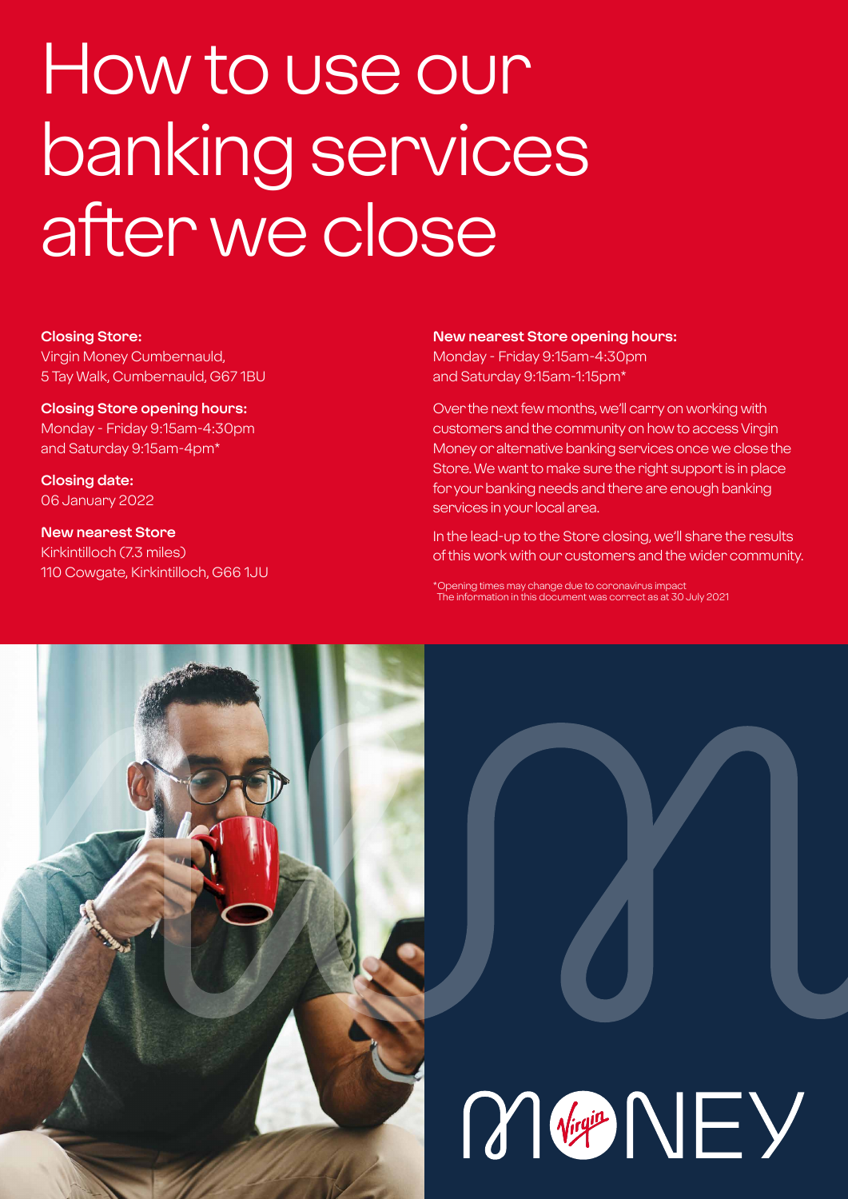# How to use our banking services after we close

**Closing Store:**
Virgin Money Cumbernauld,
5 Tay Walk, Cumbernauld, G67 1BU

**Closing Store opening hours:**
Monday - Friday 9:15am-4:30pm
and Saturday 9:15am-4pm*

**Closing date:**
06 January 2022

**New nearest Store**
Kirkintilloch (7.3 miles)
110 Cowgate, Kirkintilloch, G66 1JU

**New nearest Store opening hours:**
Monday - Friday 9:15am-4:30pm
and Saturday 9:15am-1:15pm*

Over the next few months, we'll carry on working with customers and the community on how to access Virgin Money or alternative banking services once we close the Store. We want to make sure the right support is in place for your banking needs and there are enough banking services in your local area.

In the lead-up to the Store closing, we'll share the results of this work with our customers and the wider community.

*Opening times may change due to coronavirus impact
The information in this document was correct as at 30 July 2021

MONEY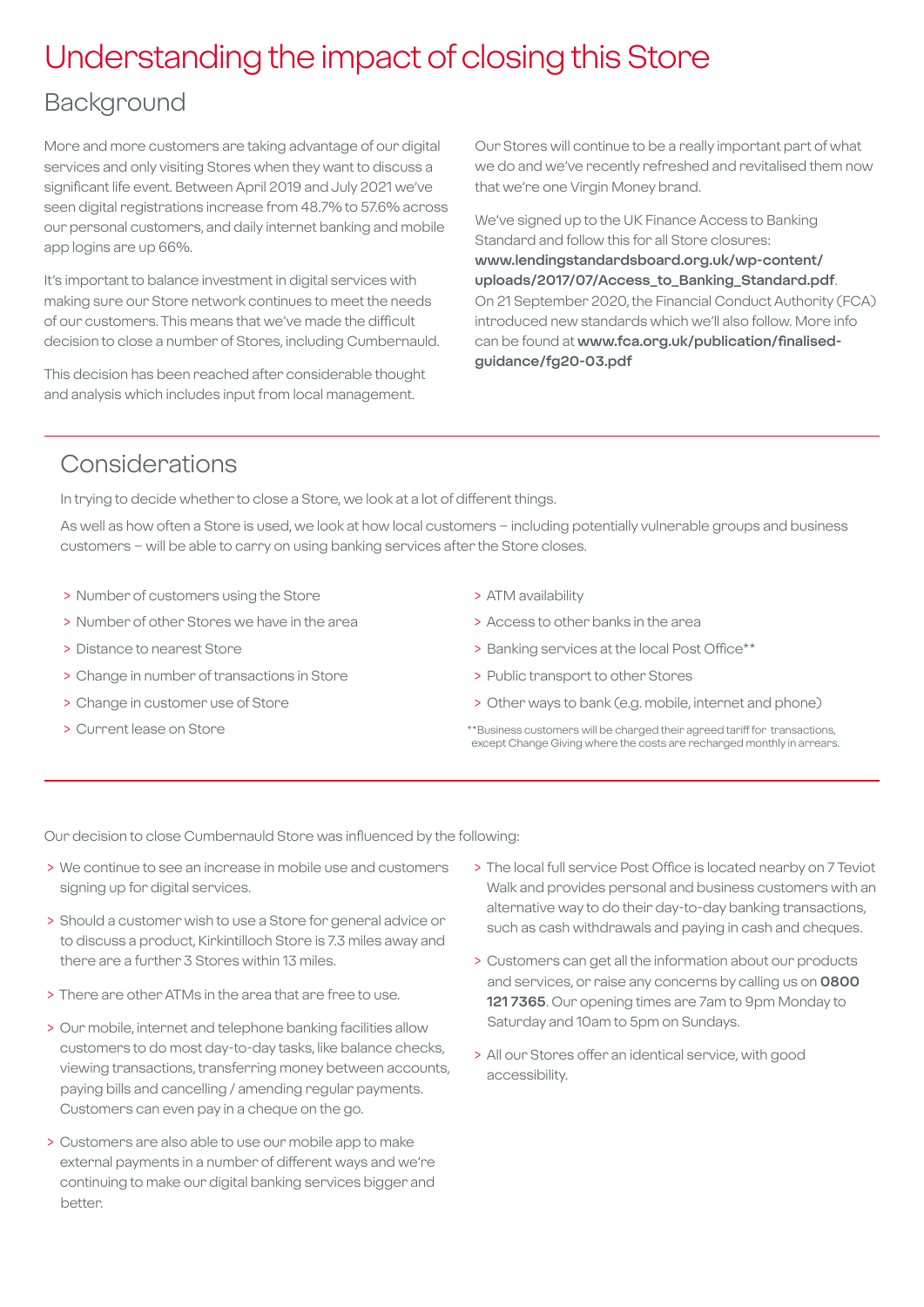# Understanding the impact of closing this Store

## Background

More and more customers are taking advantage of our digital services and only visiting Stores when they want to discuss a significant life event. Between April 2019 and July 2021 we've seen digital registrations increase from 48.7% to 57.6% across our personal customers, and daily internet banking and mobile app logins are up 66%.

It's important to balance investment in digital services with making sure our Store network continues to meet the needs of our customers. This means that we've made the difficult decision to close a number of Stores, including Cumbernauld.

This decision has been reached after considerable thought and analysis which includes input from local management.

Our Stores will continue to be a really important part of what we do and we've recently refreshed and revitalised them now that we're one Virgin Money brand.

We've signed up to the UK Finance Access to Banking Standard and follow this for all Store closures: **www.lendingstandardsboard.org.uk/wp-content/uploads/2017/07/Access_to_Banking_Standard.pdf**. On 21 September 2020, the Financial Conduct Authority (FCA) introduced new standards which we'll also follow. More info can be found at **www.fca.org.uk/publication/finalised-guidance/fg20-03.pdf**

## Considerations

In trying to decide whether to close a Store, we look at a lot of different things.

As well as how often a Store is used, we look at how local customers – including potentially vulnerable groups and business customers – will be able to carry on using banking services after the Store closes.

- Number of customers using the Store
- Number of other Stores we have in the area
- Distance to nearest Store
- Change in number of transactions in Store
- Change in customer use of Store
- Current lease on Store
- ATM availability
- Access to other banks in the area
- Banking services at the local Post Office**
- Public transport to other Stores
- Other ways to bank (e.g. mobile, internet and phone)

**Business customers will be charged their agreed tariff for transactions, except Change Giving where the costs are recharged monthly in arrears.

Our decision to close Cumbernauld Store was influenced by the following:

- We continue to see an increase in mobile use and customers signing up for digital services.
- Should a customer wish to use a Store for general advice or to discuss a product, Kirkintilloch Store is 7.3 miles away and there are a further 3 Stores within 13 miles.
- There are other ATMs in the area that are free to use.
- Our mobile, internet and telephone banking facilities allow customers to do most day-to-day tasks, like balance checks, viewing transactions, transferring money between accounts, paying bills and cancelling / amending regular payments. Customers can even pay in a cheque on the go.
- Customers are also able to use our mobile app to make external payments in a number of different ways and we're continuing to make our digital banking services bigger and better.
- The local full service Post Office is located nearby on 7 Teviot Walk and provides personal and business customers with an alternative way to do their day-to-day banking transactions, such as cash withdrawals and paying in cash and cheques.
- Customers can get all the information about our products and services, or raise any concerns by calling us on **0800 121 7365**. Our opening times are 7am to 9pm Monday to Saturday and 10am to 5pm on Sundays.
- All our Stores offer an identical service, with good accessibility.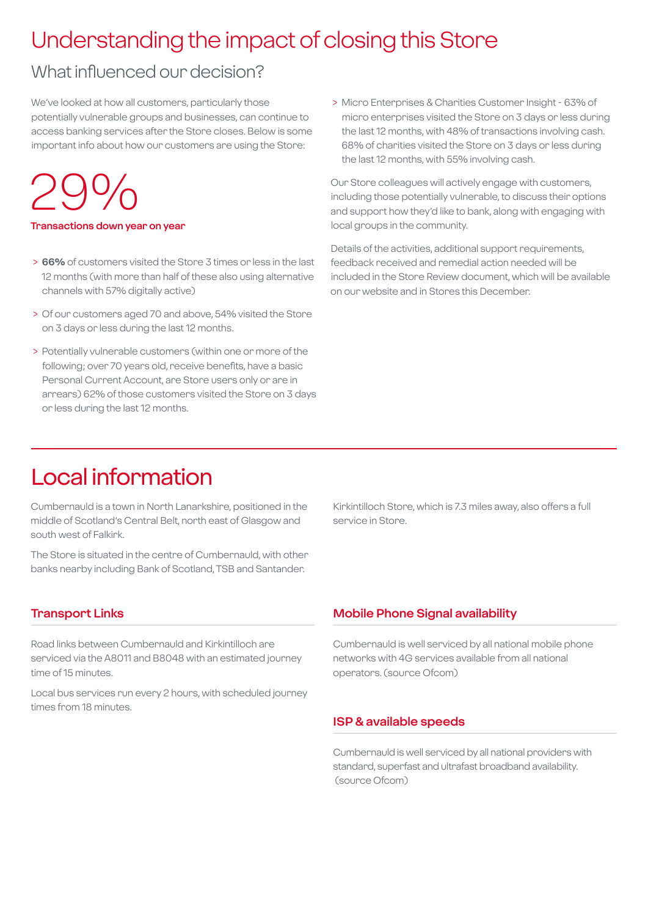# Understanding the impact of closing this Store

## What influenced our decision?

We've looked at how all customers, particularly those potentially vulnerable groups and businesses, can continue to access banking services after the Store closes. Below is some important info about how our customers are using the Store:

29%

**Transactions down year on year**

- **66%** of customers visited the Store 3 times or less in the last 12 months (with more than half of these also using alternative channels with 57% digitally active)
- Of our customers aged 70 and above, 54% visited the Store on 3 days or less during the last 12 months.
- Potentially vulnerable customers (within one or more of the following; over 70 years old, receive benefits, have a basic Personal Current Account, are Store users only or are in arrears) 62% of those customers visited the Store on 3 days or less during the last 12 months.
- Micro Enterprises & Charities Customer Insight - 63% of micro enterprises visited the Store on 3 days or less during the last 12 months, with 48% of transactions involving cash. 68% of charities visited the Store on 3 days or less during the last 12 months, with 55% involving cash.

Our Store colleagues will actively engage with customers, including those potentially vulnerable, to discuss their options and support how they'd like to bank, along with engaging with local groups in the community.

Details of the activities, additional support requirements, feedback received and remedial action needed will be included in the Store Review document, which will be available on our website and in Stores this December.

# Local information

Cumbernauld is a town in North Lanarkshire, positioned in the middle of Scotland's Central Belt, north east of Glasgow and south west of Falkirk.

The Store is situated in the centre of Cumbernauld, with other banks nearby including Bank of Scotland, TSB and Santander.

Kirkintilloch Store, which is 7.3 miles away, also offers a full service in Store.

### Transport Links

Road links between Cumbernauld and Kirkintilloch are serviced via the A8011 and B8048 with an estimated journey time of 15 minutes.

Local bus services run every 2 hours, with scheduled journey times from 18 minutes.

### Mobile Phone Signal availability

Cumbernauld is well serviced by all national mobile phone networks with 4G services available from all national operators. (source Ofcom)

### ISP & available speeds

Cumbernauld is well serviced by all national providers with standard, superfast and ultrafast broadband availability. (source Ofcom)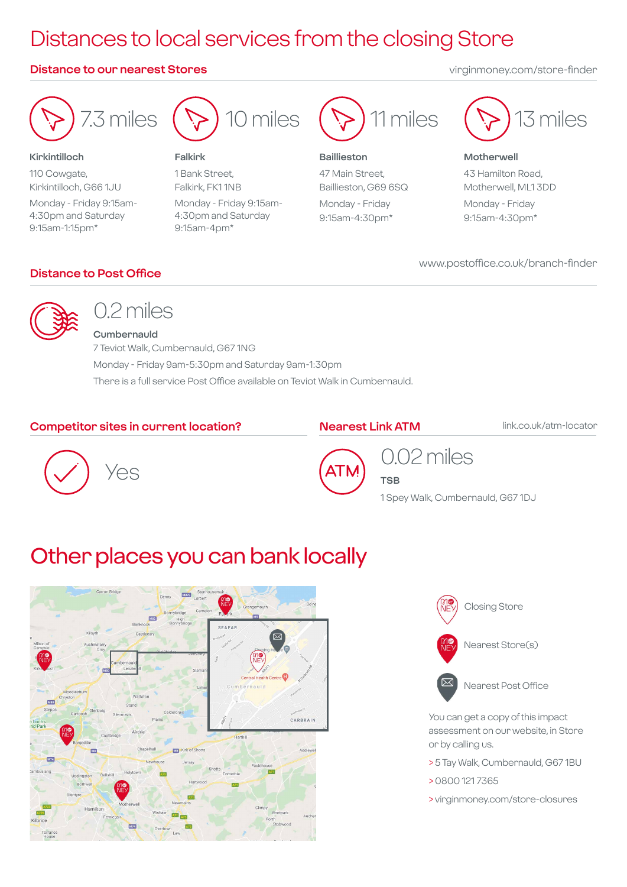# Distances to local services from the closing Store

## Distance to our nearest Stores

virginmoney.com/store-finder

**7.3 miles**

**Kirkintilloch**

110 Cowgate,
Kirkintilloch, G66 1JU

Monday - Friday 9:15am-4:30pm and Saturday 9:15am-1:15pm*

**10 miles**

**Falkirk**

1 Bank Street,
Falkirk, FK1 1NB

Monday - Friday 9:15am-4:30pm and Saturday 9:15am-4pm*

**11 miles**

**Baillieston**

47 Main Street,
Baillieston, G69 6SQ

Monday - Friday
9:15am-4:30pm*

**13 miles**

**Motherwell**

43 Hamilton Road,
Motherwell, ML1 3DD

Monday - Friday
9:15am-4:30pm*

## Distance to Post Office

www.postoffice.co.uk/branch-finder

**0.2 miles**

**Cumbernauld**

7 Teviot Walk, Cumbernauld, G67 1NG

Monday - Friday 9am-5:30pm and Saturday 9am-1:30pm

There is a full service Post Office available on Teviot Walk in Cumbernauld.

## Competitor sites in current location?

Yes

## Nearest Link ATM

link.co.uk/atm-locator

**0.02 miles**

**TSB**

1 Spey Walk, Cumbernauld, G67 1DJ

# Other places you can bank locally

Closing Store

Nearest Store(s)

Nearest Post Office

You can get a copy of this impact assessment on our website, in Store or by calling us.

> 5 Tay Walk, Cumbernauld, G67 1BU

> 0800 121 7365

> virginmoney.com/store-closures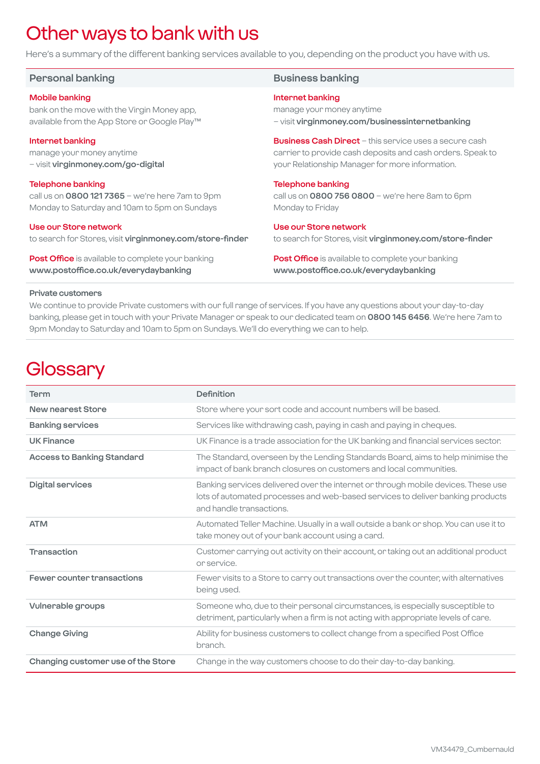# Other ways to bank with us

Here's a summary of the different banking services available to you, depending on the product you have with us.

## Personal banking

**Mobile banking**
bank on the move with the Virgin Money app, available from the App Store or Google Play™

**Internet banking**
manage your money anytime
– visit **virginmoney.com/go-digital**

**Telephone banking**
call us on **0800 121 7365** – we're here 7am to 9pm Monday to Saturday and 10am to 5pm on Sundays

**Use our Store network**
to search for Stores, visit **virginmoney.com/store-finder**

**Post Office** is available to complete your banking
**www.postoffice.co.uk/everydaybanking**

## Business banking

**Internet banking**
manage your money anytime
– visit **virginmoney.com/businessinternetbanking**

**Business Cash Direct** – this service uses a secure cash carrier to provide cash deposits and cash orders. Speak to your Relationship Manager for more information.

**Telephone banking**
call us on **0800 756 0800** – we're here 8am to 6pm Monday to Friday

**Use our Store network**
to search for Stores, visit **virginmoney.com/store-finder**

**Post Office** is available to complete your banking
**www.postoffice.co.uk/everydaybanking**

### Private customers

We continue to provide Private customers with our full range of services. If you have any questions about your day-to-day banking, please get in touch with your Private Manager or speak to our dedicated team on **0800 145 6456**. We're here 7am to 9pm Monday to Saturday and 10am to 5pm on Sundays. We'll do everything we can to help.

# Glossary

| Term | Definition |
|---|---|
| New nearest Store | Store where your sort code and account numbers will be based. |
| Banking services | Services like withdrawing cash, paying in cash and paying in cheques. |
| UK Finance | UK Finance is a trade association for the UK banking and financial services sector. |
| Access to Banking Standard | The Standard, overseen by the Lending Standards Board, aims to help minimise the impact of bank branch closures on customers and local communities. |
| Digital services | Banking services delivered over the internet or through mobile devices. These use lots of automated processes and web-based services to deliver banking products and handle transactions. |
| ATM | Automated Teller Machine. Usually in a wall outside a bank or shop. You can use it to take money out of your bank account using a card. |
| Transaction | Customer carrying out activity on their account, or taking out an additional product or service. |
| Fewer counter transactions | Fewer visits to a Store to carry out transactions over the counter, with alternatives being used. |
| Vulnerable groups | Someone who, due to their personal circumstances, is especially susceptible to detriment, particularly when a firm is not acting with appropriate levels of care. |
| Change Giving | Ability for business customers to collect change from a specified Post Office branch. |
| Changing customer use of the Store | Change in the way customers choose to do their day-to-day banking. |

VM34479_Cumbernauld